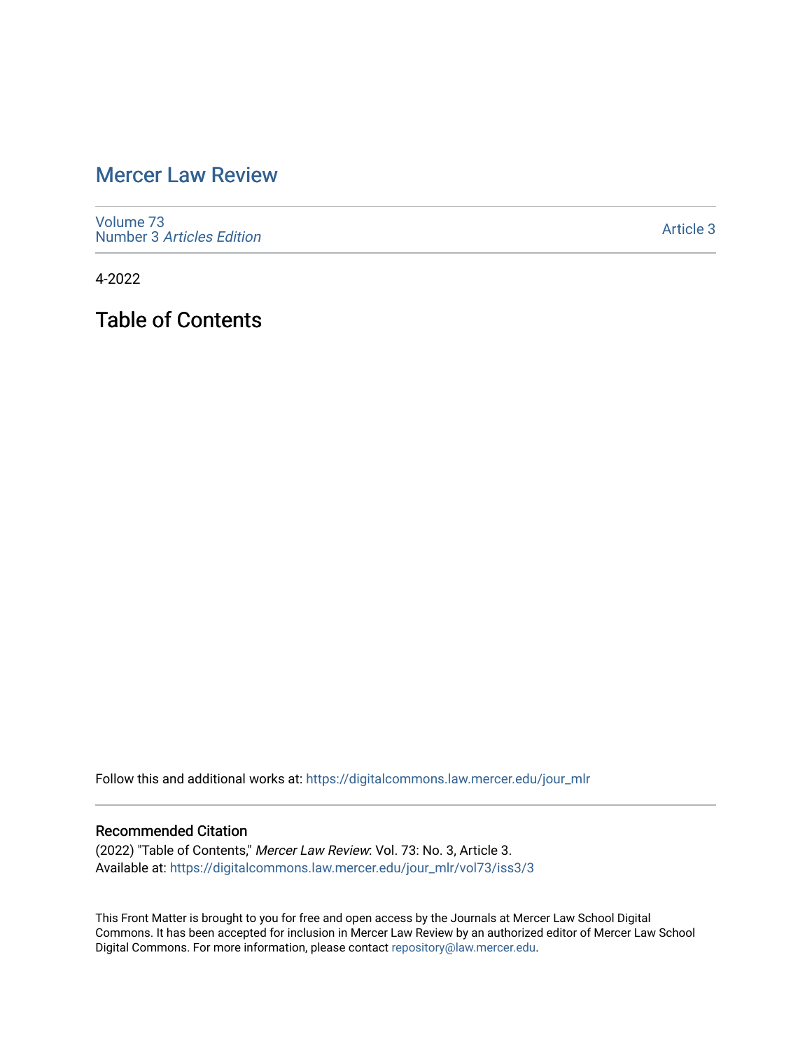# Mercer Law Review

Volume 73
Number 3 *Articles Edition*

Article 3

4-2022

## Table of Contents

Follow this and additional works at: https://digitalcommons.law.mercer.edu/jour_mlr

### Recommended Citation

(2022) "Table of Contents," *Mercer Law Review*: Vol. 73: No. 3, Article 3.
Available at: https://digitalcommons.law.mercer.edu/jour_mlr/vol73/iss3/3

This Front Matter is brought to you for free and open access by the Journals at Mercer Law School Digital Commons. It has been accepted for inclusion in Mercer Law Review by an authorized editor of Mercer Law School Digital Commons. For more information, please contact repository@law.mercer.edu.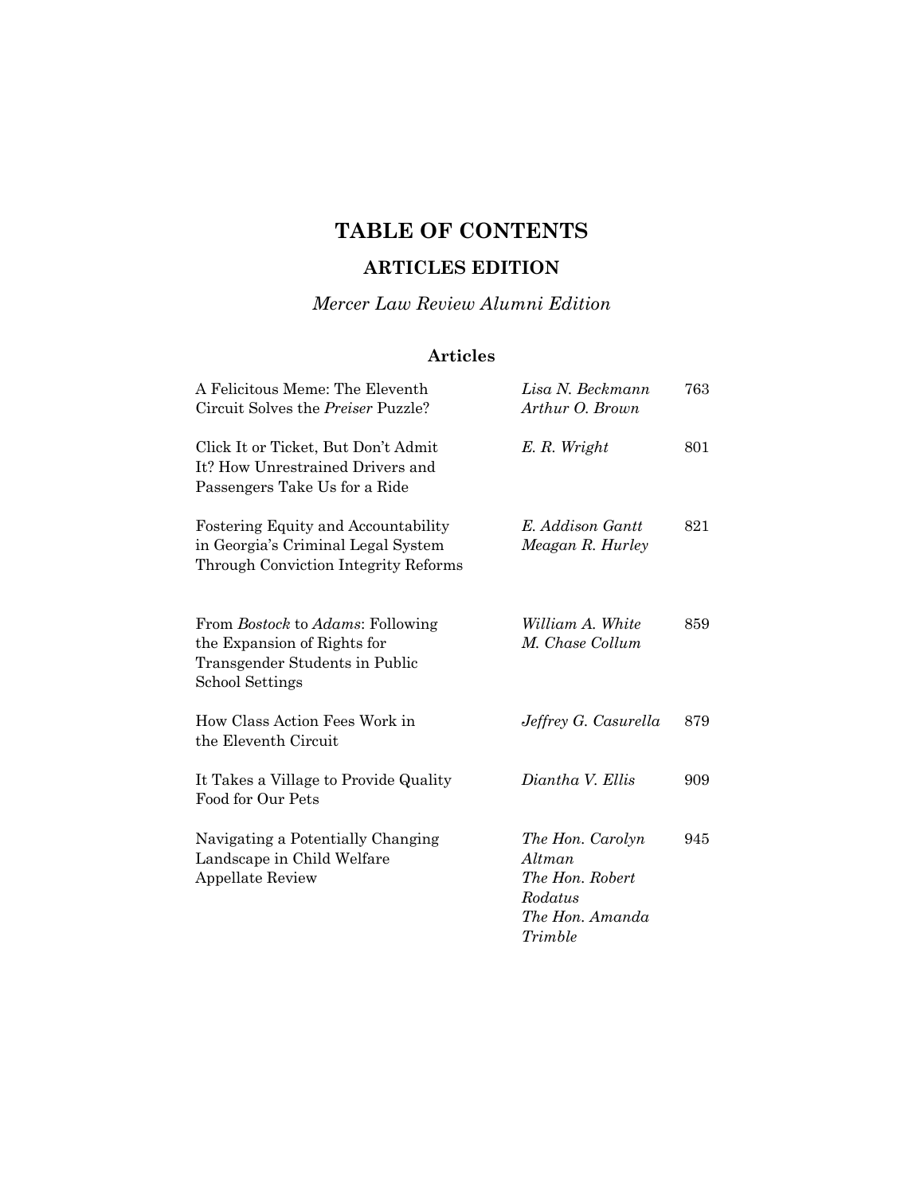# TABLE OF CONTENTS

## ARTICLES EDITION

*Mercer Law Review Alumni Edition*

### Articles

| Title | Author(s) | Page |
| --- | --- | --- |
| A Felicitous Meme: The Eleventh Circuit Solves the *Preiser* Puzzle? | *Lisa N. Beckmann*<br>*Arthur O. Brown* | 763 |
| Click It or Ticket, But Don't Admit It? How Unrestrained Drivers and Passengers Take Us for a Ride | *E. R. Wright* | 801 |
| Fostering Equity and Accountability in Georgia's Criminal Legal System Through Conviction Integrity Reforms | *E. Addison Gantt*<br>*Meagan R. Hurley* | 821 |
| From *Bostock* to *Adams*: Following the Expansion of Rights for Transgender Students in Public School Settings | *William A. White*<br>*M. Chase Collum* | 859 |
| How Class Action Fees Work in the Eleventh Circuit | *Jeffrey G. Casurella* | 879 |
| It Takes a Village to Provide Quality Food for Our Pets | *Diantha V. Ellis* | 909 |
| Navigating a Potentially Changing Landscape in Child Welfare Appellate Review | *The Hon. Carolyn Altman*<br>*The Hon. Robert Rodatus*<br>*The Hon. Amanda Trimble* | 945 |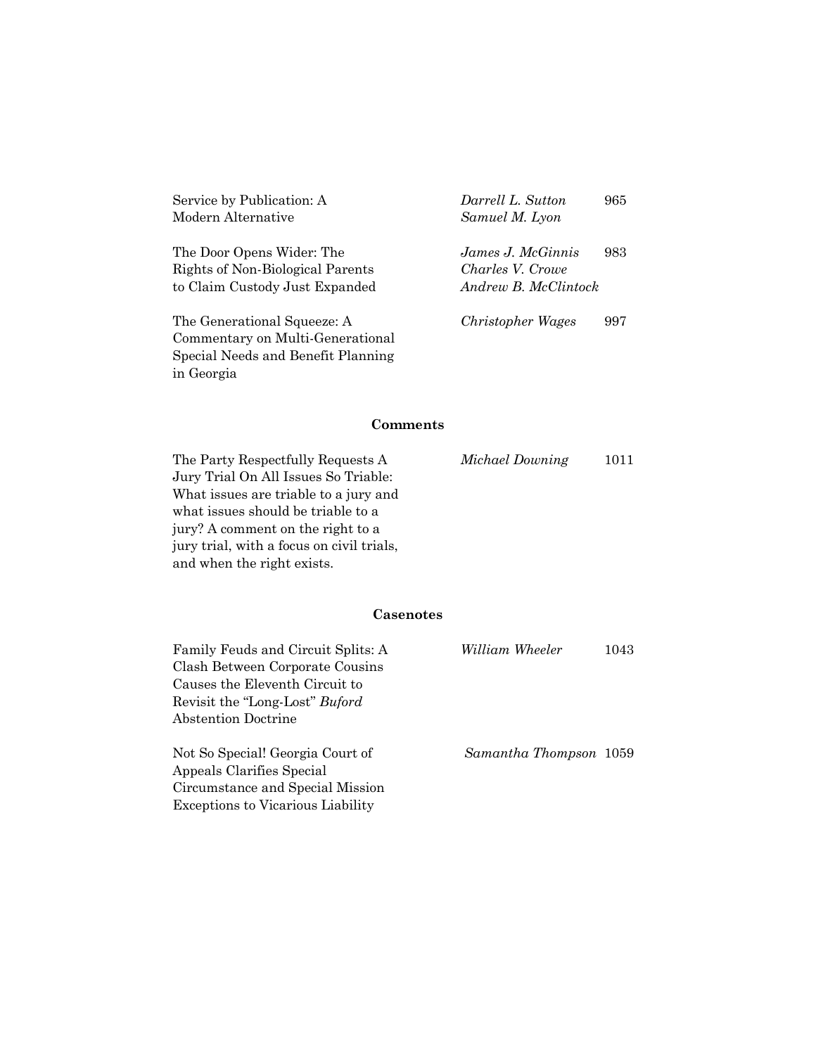| | | |
|---|---|---|
| Service by Publication: A Modern Alternative | *Darrell L. Sutton* *Samuel M. Lyon* | 965 |
| The Door Opens Wider: The Rights of Non-Biological Parents to Claim Custody Just Expanded | *James J. McGinnis* *Charles V. Crowe* *Andrew B. McClintock* | 983 |
| The Generational Squeeze: A Commentary on Multi-Generational Special Needs and Benefit Planning in Georgia | *Christopher Wages* | 997 |

## Comments

| | | |
|---|---|---|
| The Party Respectfully Requests A Jury Trial On All Issues So Triable: What issues are triable to a jury and what issues should be triable to a jury? A comment on the right to a jury trial, with a focus on civil trials, and when the right exists. | *Michael Downing* | 1011 |

## Casenotes

| | | |
|---|---|---|
| Family Feuds and Circuit Splits: A Clash Between Corporate Cousins Causes the Eleventh Circuit to Revisit the "Long-Lost" *Buford* Abstention Doctrine | *William Wheeler* | 1043 |
| Not So Special! Georgia Court of Appeals Clarifies Special Circumstance and Special Mission Exceptions to Vicarious Liability | *Samantha Thompson* | 1059 |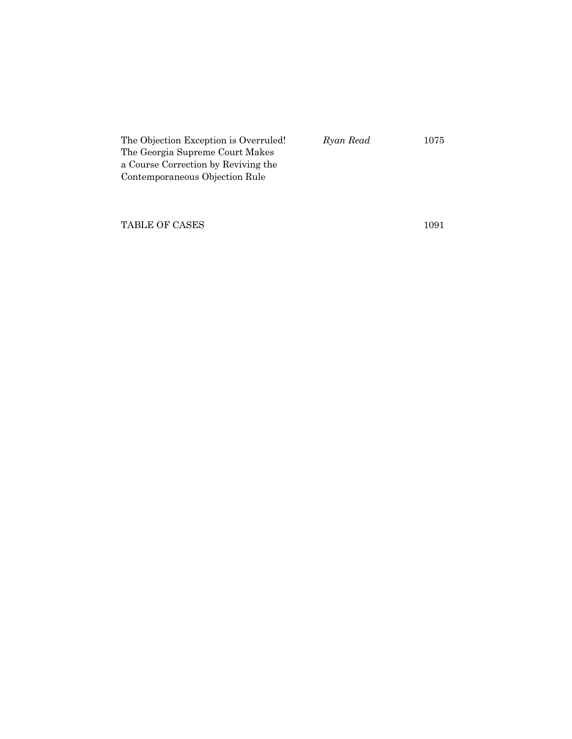| | | |
|---|---|---|
| The Objection Exception is Overruled! The Georgia Supreme Court Makes a Course Correction by Reviving the Contemporaneous Objection Rule | *Ryan Read* | 1075 |
| TABLE OF CASES | | 1091 |